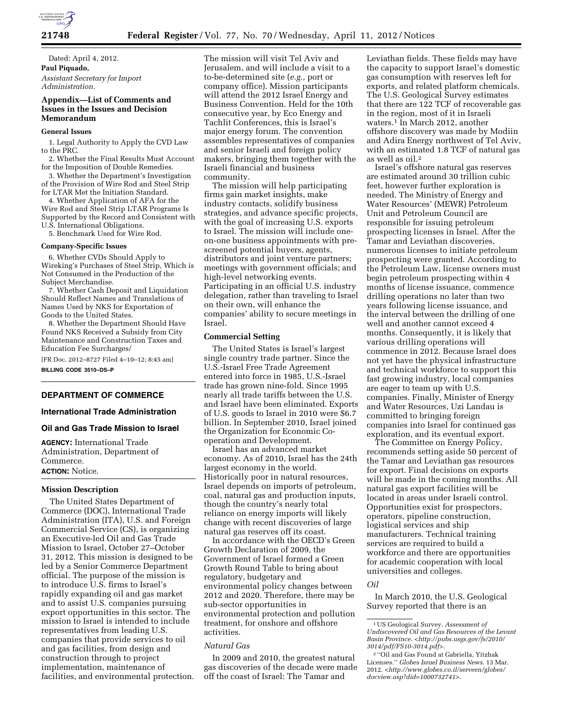Dated: April 4, 2012.

**Paul Piquado,**

*Assistant Secretary for Import Administration.*

### Appendix—List of Comments and Issues in the Issues and Decision Memorandum

#### General Issues

1. Legal Authority to Apply the CVD Law to the PRC.
2. Whether the Final Results Must Account for the Imposition of Double Remedies.
3. Whether the Department's Investigation of the Provision of Wire Rod and Steel Strip for LTAR Met the Initiation Standard.
4. Whether Application of AFA for the Wire Rod and Steel Strip LTAR Programs Is Supported by the Record and Consistent with U.S. International Obligations.
5. Benchmark Used for Wire Rod.

#### Company-Specific Issues

6. Whether CVDs Should Apply to Wireking's Purchases of Steel Strip, Which is Not Consumed in the Production of the Subject Merchandise.
7. Whether Cash Deposit and Liquidation Should Reflect Names and Translations of Names Used by NKS for Exportation of Goods to the United States.
8. Whether the Department Should Have Found NKS Received a Subsidy from City Maintenance and Construction Taxes and Education Fee Surcharges/

[FR Doc. 2012–8727 Filed 4–10–12; 8:45 am]

**BILLING CODE 3510–DS–P**

## DEPARTMENT OF COMMERCE

### International Trade Administration

### Oil and Gas Trade Mission to Israel

**AGENCY:** International Trade Administration, Department of Commerce.

**ACTION:** Notice.

#### Mission Description

The United States Department of Commerce (DOC), International Trade Administration (ITA), U.S. and Foreign Commercial Service (CS), is organizing an Executive-led Oil and Gas Trade Mission to Israel, October 27–October 31, 2012. This mission is designed to be led by a Senior Commerce Department official. The purpose of the mission is to introduce U.S. firms to Israel's rapidly expanding oil and gas market and to assist U.S. companies pursuing export opportunities in this sector. The mission to Israel is intended to include representatives from leading U.S. companies that provide services to oil and gas facilities, from design and construction through to project implementation, maintenance of facilities, and environmental protection. The mission will visit Tel Aviv and Jerusalem, and will include a visit to a to-be-determined site (*e.g.,* port or company office). Mission participants will attend the 2012 Israel Energy and Business Convention. Held for the 10th consecutive year, by Eco Energy and Tachlit Conferences, this is Israel's major energy forum. The convention assembles representatives of companies and senior Israeli and foreign policy makers, bringing them together with the Israeli financial and business community.

The mission will help participating firms gain market insights, make industry contacts, solidify business strategies, and advance specific projects, with the goal of increasing U.S. exports to Israel. The mission will include one-on-one business appointments with pre-screened potential buyers, agents, distributors and joint venture partners; meetings with government officials; and high-level networking events. Participating in an official U.S. industry delegation, rather than traveling to Israel on their own, will enhance the companies' ability to secure meetings in Israel.

#### Commercial Setting

The United States is Israel's largest single country trade partner. Since the U.S.-Israel Free Trade Agreement entered into force in 1985, U.S.-Israel trade has grown nine-fold. Since 1995 nearly all trade tariffs between the U.S. and Israel have been eliminated. Exports of U.S. goods to Israel in 2010 were $6.7 billion. In September 2010, Israel joined the Organization for Economic Co-operation and Development.

Israel has an advanced market economy. As of 2010, Israel has the 24th largest economy in the world. Historically poor in natural resources, Israel depends on imports of petroleum, coal, natural gas and production inputs, though the country's nearly total reliance on energy imports will likely change with recent discoveries of large natural gas reserves off its coast.

In accordance with the OECD's Green Growth Declaration of 2009, the Government of Israel formed a Green Growth Round Table to bring about regulatory, budgetary and environmental policy changes between 2012 and 2020. Therefore, there may be sub-sector opportunities in environmental protection and pollution treatment, for onshore and offshore activities.

#### *Natural Gas*

In 2009 and 2010, the greatest natural gas discoveries of the decade were made off the coast of Israel: The Tamar and Leviathan fields. These fields may have the capacity to support Israel's domestic gas consumption with reserves left for exports, and related platform chemicals. The U.S. Geological Survey estimates that there are 122 TCF of recoverable gas in the region, most of it in Israeli waters.[1] In March 2012, another offshore discovery was made by Modiin and Adira Energy northwest of Tel Aviv, with an estimated 1.8 TCF of natural gas as well as oil.[2]

Israel's offshore natural gas reserves are estimated around 30 trillion cubic feet, however further exploration is needed. The Ministry of Energy and Water Resources' (MEWR) Petroleum Unit and Petroleum Council are responsible for issuing petroleum prospecting licenses in Israel. After the Tamar and Leviathan discoveries, numerous licenses to initiate petroleum prospecting were granted. According to the Petroleum Law, license owners must begin petroleum prospecting within 4 months of license issuance, commence drilling operations no later than two years following license issuance, and the interval between the drilling of one well and another cannot exceed 4 months. Consequently, it is likely that various drilling operations will commence in 2012. Because Israel does not yet have the physical infrastructure and technical workforce to support this fast growing industry, local companies are eager to team up with U.S. companies. Finally, Minister of Energy and Water Resources, Uzi Landau is committed to bringing foreign companies into Israel for continued gas exploration, and its eventual export.

The Committee on Energy Policy, recommends setting aside 50 percent of the Tamar and Leviathan gas resources for export. Final decisions on exports will be made in the coming months. All natural gas export facilities will be located in areas under Israeli control. Opportunities exist for prospectors, operators, pipeline construction, logistical services and ship manufacturers. Technical training services are required to build a workforce and there are opportunities for academic cooperation with local universities and colleges.

#### *Oil*

In March 2010, the U.S. Geological Survey reported that there is an

---

[1] US Geological Survey. *Assessment of Undiscovered Oil and Gas Resources of the Levant Basin Province. <http://pubs.usgs.gov/fs/2010/3014/pdf/FS10-3014.pdf>.*

[2] "Oil and Gas Found at Gabriella, Yitzhak Licenses." *Globes Israel Business News.* 13 Mar. 2012. *<http://www.globes.co.il/serveen/globes/docview.asp?did=1000732741>.*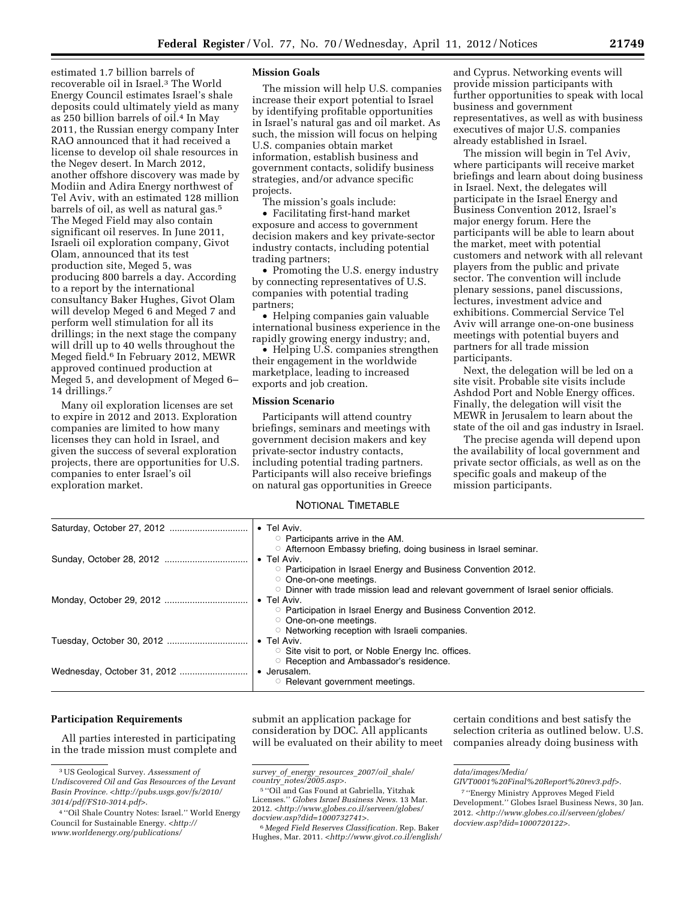estimated 1.7 billion barrels of recoverable oil in Israel.[3] The World Energy Council estimates Israel's shale deposits could ultimately yield as many as 250 billion barrels of oil.[4] In May 2011, the Russian energy company Inter RAO announced that it had received a license to develop oil shale resources in the Negev desert. In March 2012, another offshore discovery was made by Modiin and Adira Energy northwest of Tel Aviv, with an estimated 128 million barrels of oil, as well as natural gas.[5] The Meged Field may also contain significant oil reserves. In June 2011, Israeli oil exploration company, Givot Olam, announced that its test production site, Meged 5, was producing 800 barrels a day. According to a report by the international consultancy Baker Hughes, Givot Olam will develop Meged 6 and Meged 7 and perform well stimulation for all its drillings; in the next stage the company will drill up to 40 wells throughout the Meged field.[6] In February 2012, MEWR approved continued production at Meged 5, and development of Meged 6–14 drillings.[7]

Many oil exploration licenses are set to expire in 2012 and 2013. Exploration companies are limited to how many licenses they can hold in Israel, and given the success of several exploration projects, there are opportunities for U.S. companies to enter Israel's oil exploration market.

**Mission Goals**

The mission will help U.S. companies increase their export potential to Israel by identifying profitable opportunities in Israel's natural gas and oil market. As such, the mission will focus on helping U.S. companies obtain market information, establish business and government contacts, solidify business strategies, and/or advance specific projects.

The mission's goals include:

- Facilitating first-hand market exposure and access to government decision makers and key private-sector industry contacts, including potential trading partners;
- Promoting the U.S. energy industry by connecting representatives of U.S. companies with potential trading partners;
- Helping companies gain valuable international business experience in the rapidly growing energy industry; and,
- Helping U.S. companies strengthen their engagement in the worldwide marketplace, leading to increased exports and job creation.

**Mission Scenario**

Participants will attend country briefings, seminars and meetings with government decision makers and key private-sector industry contacts, including potential trading partners. Participants will also receive briefings on natural gas opportunities in Greece and Cyprus. Networking events will provide mission participants with further opportunities to speak with local business and government representatives, as well as with business executives of major U.S. companies already established in Israel.

The mission will begin in Tel Aviv, where participants will receive market briefings and learn about doing business in Israel. Next, the delegates will participate in the Israel Energy and Business Convention 2012, Israel's major energy forum. Here the participants will be able to learn about the market, meet with potential customers and network with all relevant players from the public and private sector. The convention will include plenary sessions, panel discussions, lectures, investment advice and exhibitions. Commercial Service Tel Aviv will arrange one-on-one business meetings with potential buyers and partners for all trade mission participants.

Next, the delegation will be led on a site visit. Probable site visits include Ashdod Port and Noble Energy offices. Finally, the delegation will visit the MEWR in Jerusalem to learn about the state of the oil and gas industry in Israel.

The precise agenda will depend upon the availability of local government and private sector officials, as well as on the specific goals and makeup of the mission participants.

NOTIONAL TIMETABLE

| Date | Schedule |
|---|---|
| Saturday, October 27, 2012 | • Tel Aviv.<br>○ Participants arrive in the AM.<br>○ Afternoon Embassy briefing, doing business in Israel seminar. |
| Sunday, October 28, 2012 | • Tel Aviv.<br>○ Participation in Israel Energy and Business Convention 2012.<br>○ One-on-one meetings.<br>○ Dinner with trade mission lead and relevant government of Israel senior officials. |
| Monday, October 29, 2012 | • Tel Aviv.<br>○ Participation in Israel Energy and Business Convention 2012.<br>○ One-on-one meetings.<br>○ Networking reception with Israeli companies. |
| Tuesday, October 30, 2012 | • Tel Aviv.<br>○ Site visit to port, or Noble Energy Inc. offices.<br>○ Reception and Ambassador's residence. |
| Wednesday, October 31, 2012 | • Jerusalem.<br>○ Relevant government meetings. |

**Participation Requirements**

All parties interested in participating in the trade mission must complete and submit an application package for consideration by DOC. All applicants will be evaluated on their ability to meet certain conditions and best satisfy the selection criteria as outlined below. U.S. companies already doing business with

[3] US Geological Survey. *Assessment of Undiscovered Oil and Gas Resources of the Levant Basin Province.* <*http://pubs.usgs.gov/fs/2010/3014/pdf/FS10-3014.pdf*>.

[4] ''Oil Shale Country Notes: Israel.'' World Energy Council for Sustainable Energy. <*http://www.worldenergy.org/publications/survey_of_energy_resources_2007/oil_shale/country_notes/2005.asp*>.

[5] ''Oil and Gas Found at Gabriella, Yitzhak Licenses.'' *Globes Israel Business News.* 13 Mar. 2012. <*http://www.globes.co.il/serveen/globes/docview.asp?did=1000732741*>.

[6] *Meged Field Reserves Classification.* Rep. Baker Hughes, Mar. 2011. <*http://www.givot.co.il/english/data/images/Media/GIVT0001%20Final%20Report%20rev3.pdf*>.

[7] ''Energy Ministry Approves Meged Field Development.'' Globes Israel Business News, 30 Jan. 2012. <*http://www.globes.co.il/serveen/globes/docview.asp?did=1000720122*>.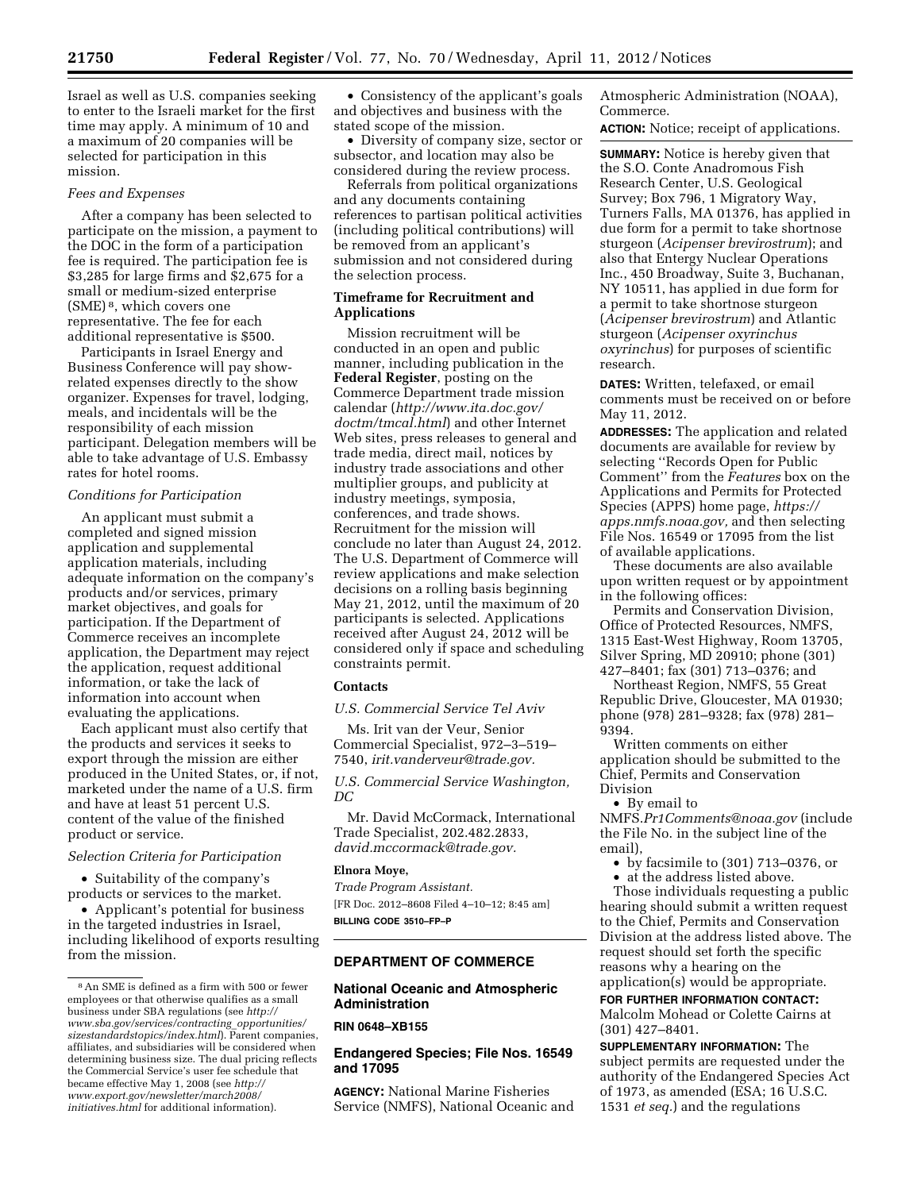Israel as well as U.S. companies seeking to enter to the Israeli market for the first time may apply. A minimum of 10 and a maximum of 20 companies will be selected for participation in this mission.

*Fees and Expenses*

After a company has been selected to participate on the mission, a payment to the DOC in the form of a participation fee is required. The participation fee is $3,285 for large firms and $2,675 for a small or medium-sized enterprise (SME) [8], which covers one representative. The fee for each additional representative is $500.

Participants in Israel Energy and Business Conference will pay show-related expenses directly to the show organizer. Expenses for travel, lodging, meals, and incidentals will be the responsibility of each mission participant. Delegation members will be able to take advantage of U.S. Embassy rates for hotel rooms.

*Conditions for Participation*

An applicant must submit a completed and signed mission application and supplemental application materials, including adequate information on the company's products and/or services, primary market objectives, and goals for participation. If the Department of Commerce receives an incomplete application, the Department may reject the application, request additional information, or take the lack of information into account when evaluating the applications.

Each applicant must also certify that the products and services it seeks to export through the mission are either produced in the United States, or, if not, marketed under the name of a U.S. firm and have at least 51 percent U.S. content of the value of the finished product or service.

*Selection Criteria for Participation*

- Suitability of the company's products or services to the market.
- Applicant's potential for business in the targeted industries in Israel, including likelihood of exports resulting from the mission.
- Consistency of the applicant's goals and objectives and business with the stated scope of the mission.
- Diversity of company size, sector or subsector, and location may also be considered during the review process.

Referrals from political organizations and any documents containing references to partisan political activities (including political contributions) will be removed from an applicant's submission and not considered during the selection process.

**Timeframe for Recruitment and Applications**

Mission recruitment will be conducted in an open and public manner, including publication in the **Federal Register**, posting on the Commerce Department trade mission calendar (*http://www.ita.doc.gov/doctm/tmcal.html*) and other Internet Web sites, press releases to general and trade media, direct mail, notices by industry trade associations and other multiplier groups, and publicity at industry meetings, symposia, conferences, and trade shows. Recruitment for the mission will conclude no later than August 24, 2012. The U.S. Department of Commerce will review applications and make selection decisions on a rolling basis beginning May 21, 2012, until the maximum of 20 participants is selected. Applications received after August 24, 2012 will be considered only if space and scheduling constraints permit.

**Contacts**

*U.S. Commercial Service Tel Aviv*

Ms. Irit van der Veur, Senior Commercial Specialist, 972–3–519–7540, *irit.vanderveur@trade.gov.*

*U.S. Commercial Service Washington, DC*

Mr. David McCormack, International Trade Specialist, 202.482.2833, *david.mccormack@trade.gov.*

**Elnora Moye,**

*Trade Program Assistant.*

[FR Doc. 2012–8608 Filed 4–10–12; 8:45 am]

**BILLING CODE 3510–FP–P**

[8] An SME is defined as a firm with 500 or fewer employees or that otherwise qualifies as a small business under SBA regulations (see *http://www.sba.gov/services/contracting_opportunities/sizestandardstopics/index.html*). Parent companies, affiliates, and subsidiaries will be considered when determining business size. The dual pricing reflects the Commercial Service's user fee schedule that became effective May 1, 2008 (see *http://www.export.gov/newsletter/march2008/initiatives.html* for additional information).

---

## DEPARTMENT OF COMMERCE

### National Oceanic and Atmospheric Administration

**RIN 0648–XB155**

### Endangered Species; File Nos. 16549 and 17095

**AGENCY:** National Marine Fisheries Service (NMFS), National Oceanic and Atmospheric Administration (NOAA), Commerce.

**ACTION:** Notice; receipt of applications.

**SUMMARY:** Notice is hereby given that the S.O. Conte Anadromous Fish Research Center, U.S. Geological Survey; Box 796, 1 Migratory Way, Turners Falls, MA 01376, has applied in due form for a permit to take shortnose sturgeon (*Acipenser brevirostrum*); and also that Entergy Nuclear Operations Inc., 450 Broadway, Suite 3, Buchanan, NY 10511, has applied in due form for a permit to take shortnose sturgeon (*Acipenser brevirostrum*) and Atlantic sturgeon (*Acipenser oxyrinchus oxyrinchus*) for purposes of scientific research.

**DATES:** Written, telefaxed, or email comments must be received on or before May 11, 2012.

**ADDRESSES:** The application and related documents are available for review by selecting ''Records Open for Public Comment'' from the *Features* box on the Applications and Permits for Protected Species (APPS) home page, *https://apps.nmfs.noaa.gov,* and then selecting File Nos. 16549 or 17095 from the list of available applications.

These documents are also available upon written request or by appointment in the following offices:

Permits and Conservation Division, Office of Protected Resources, NMFS, 1315 East-West Highway, Room 13705, Silver Spring, MD 20910; phone (301) 427–8401; fax (301) 713–0376; and

Northeast Region, NMFS, 55 Great Republic Drive, Gloucester, MA 01930; phone (978) 281–9328; fax (978) 281–9394.

Written comments on either application should be submitted to the Chief, Permits and Conservation Division

- By email to *NMFS.Pr1Comments@noaa.gov* (include the File No. in the subject line of the email),
- by facsimile to (301) 713–0376, or
- at the address listed above.

Those individuals requesting a public hearing should submit a written request to the Chief, Permits and Conservation Division at the address listed above. The request should set forth the specific reasons why a hearing on the application(s) would be appropriate.

**FOR FURTHER INFORMATION CONTACT:** Malcolm Mohead or Colette Cairns at (301) 427–8401.

**SUPPLEMENTARY INFORMATION:** The subject permits are requested under the authority of the Endangered Species Act of 1973, as amended (ESA; 16 U.S.C. 1531 *et seq.*) and the regulations